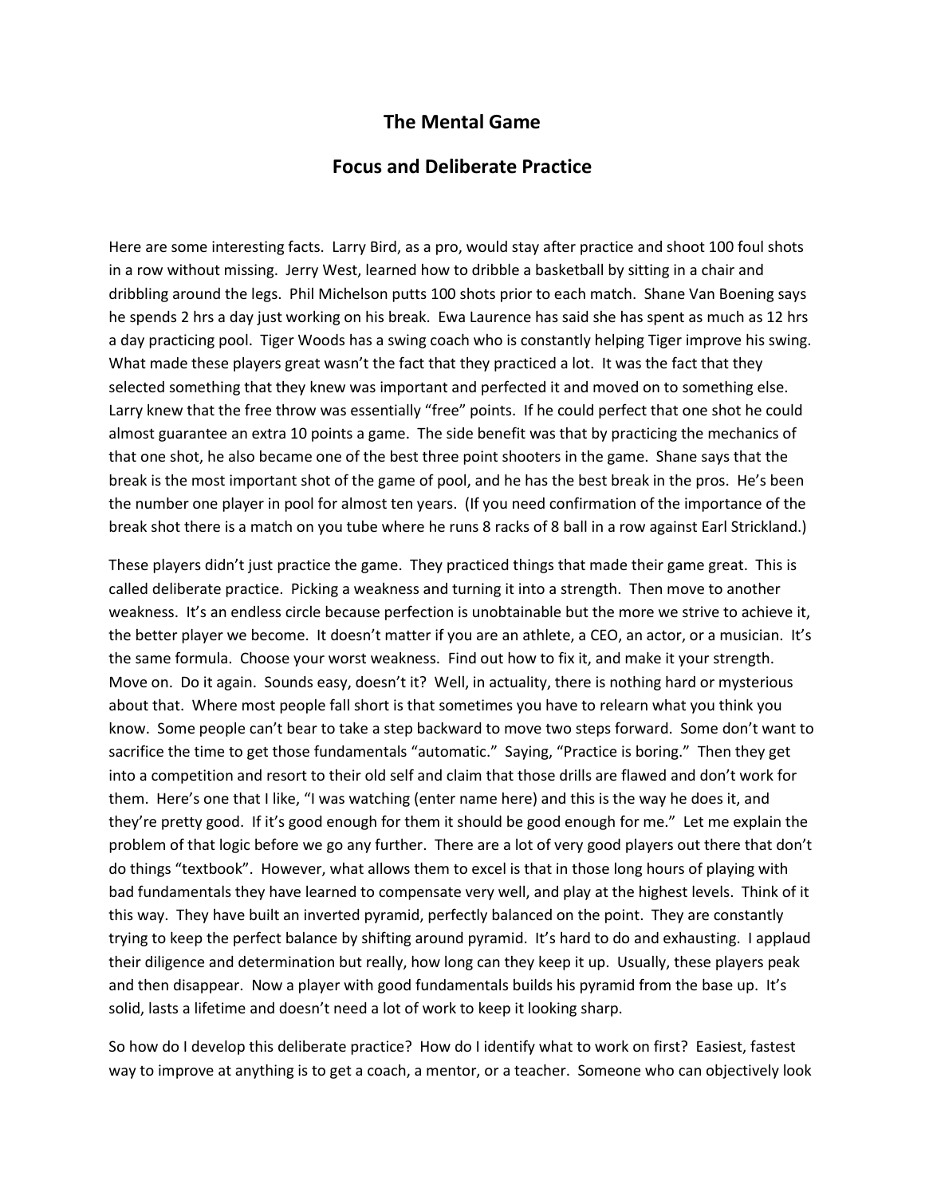# The Mental Game

## Focus and Deliberate Practice

Here are some interesting facts. Larry Bird, as a pro, would stay after practice and shoot 100 foul shots in a row without missing. Jerry West, learned how to dribble a basketball by sitting in a chair and dribbling around the legs. Phil Michelson putts 100 shots prior to each match. Shane Van Boening says he spends 2 hrs a day just working on his break. Ewa Laurence has said she has spent as much as 12 hrs a day practicing pool. Tiger Woods has a swing coach who is constantly helping Tiger improve his swing. What made these players great wasn't the fact that they practiced a lot. It was the fact that they selected something that they knew was important and perfected it and moved on to something else. Larry knew that the free throw was essentially "free" points. If he could perfect that one shot he could almost guarantee an extra 10 points a game. The side benefit was that by practicing the mechanics of that one shot, he also became one of the best three point shooters in the game. Shane says that the break is the most important shot of the game of pool, and he has the best break in the pros. He's been the number one player in pool for almost ten years. (If you need confirmation of the importance of the break shot there is a match on you tube where he runs 8 racks of 8 ball in a row against Earl Strickland.)

These players didn't just practice the game. They practiced things that made their game great. This is called deliberate practice. Picking a weakness and turning it into a strength. Then move to another weakness. It's an endless circle because perfection is unobtainable but the more we strive to achieve it, the better player we become. It doesn't matter if you are an athlete, a CEO, an actor, or a musician. It's the same formula. Choose your worst weakness. Find out how to fix it, and make it your strength. Move on. Do it again. Sounds easy, doesn't it? Well, in actuality, there is nothing hard or mysterious about that. Where most people fall short is that sometimes you have to relearn what you think you know. Some people can't bear to take a step backward to move two steps forward. Some don't want to sacrifice the time to get those fundamentals "automatic." Saying, "Practice is boring." Then they get into a competition and resort to their old self and claim that those drills are flawed and don't work for them. Here's one that I like, "I was watching (enter name here) and this is the way he does it, and they're pretty good. If it's good enough for them it should be good enough for me." Let me explain the problem of that logic before we go any further. There are a lot of very good players out there that don't do things "textbook". However, what allows them to excel is that in those long hours of playing with bad fundamentals they have learned to compensate very well, and play at the highest levels. Think of it this way. They have built an inverted pyramid, perfectly balanced on the point. They are constantly trying to keep the perfect balance by shifting around pyramid. It's hard to do and exhausting. I applaud their diligence and determination but really, how long can they keep it up. Usually, these players peak and then disappear. Now a player with good fundamentals builds his pyramid from the base up. It's solid, lasts a lifetime and doesn't need a lot of work to keep it looking sharp.

So how do I develop this deliberate practice? How do I identify what to work on first? Easiest, fastest way to improve at anything is to get a coach, a mentor, or a teacher. Someone who can objectively look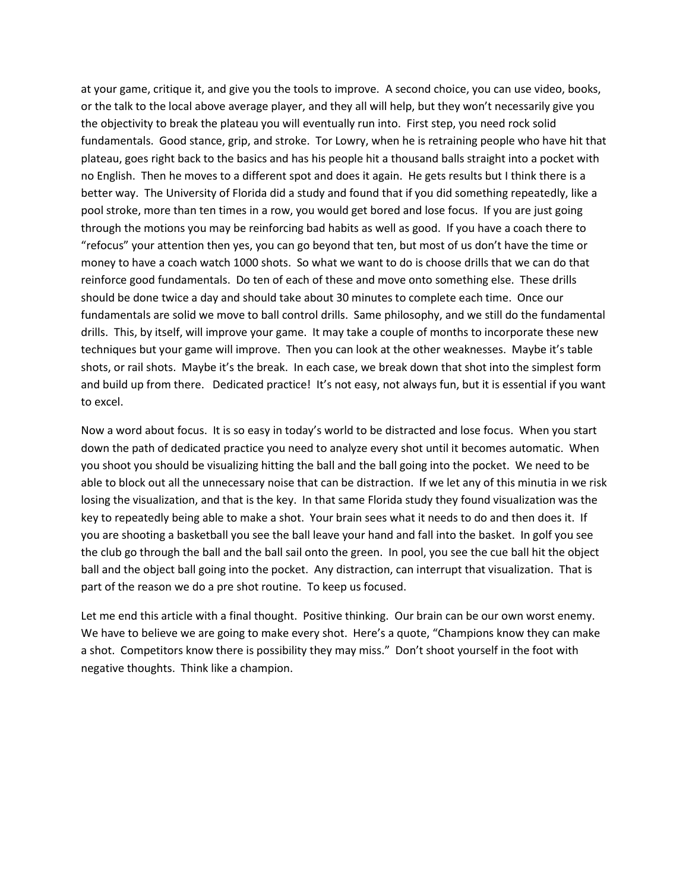at your game, critique it, and give you the tools to improve. A second choice, you can use video, books, or the talk to the local above average player, and they all will help, but they won't necessarily give you the objectivity to break the plateau you will eventually run into. First step, you need rock solid fundamentals. Good stance, grip, and stroke. Tor Lowry, when he is retraining people who have hit that plateau, goes right back to the basics and has his people hit a thousand balls straight into a pocket with no English. Then he moves to a different spot and does it again. He gets results but I think there is a better way. The University of Florida did a study and found that if you did something repeatedly, like a pool stroke, more than ten times in a row, you would get bored and lose focus. If you are just going through the motions you may be reinforcing bad habits as well as good. If you have a coach there to "refocus" your attention then yes, you can go beyond that ten, but most of us don't have the time or money to have a coach watch 1000 shots. So what we want to do is choose drills that we can do that reinforce good fundamentals. Do ten of each of these and move onto something else. These drills should be done twice a day and should take about 30 minutes to complete each time. Once our fundamentals are solid we move to ball control drills. Same philosophy, and we still do the fundamental drills. This, by itself, will improve your game. It may take a couple of months to incorporate these new techniques but your game will improve. Then you can look at the other weaknesses. Maybe it's table shots, or rail shots. Maybe it's the break. In each case, we break down that shot into the simplest form and build up from there. Dedicated practice! It's not easy, not always fun, but it is essential if you want to excel.

Now a word about focus. It is so easy in today's world to be distracted and lose focus. When you start down the path of dedicated practice you need to analyze every shot until it becomes automatic. When you shoot you should be visualizing hitting the ball and the ball going into the pocket. We need to be able to block out all the unnecessary noise that can be distraction. If we let any of this minutia in we risk losing the visualization, and that is the key. In that same Florida study they found visualization was the key to repeatedly being able to make a shot. Your brain sees what it needs to do and then does it. If you are shooting a basketball you see the ball leave your hand and fall into the basket. In golf you see the club go through the ball and the ball sail onto the green. In pool, you see the cue ball hit the object ball and the object ball going into the pocket. Any distraction, can interrupt that visualization. That is part of the reason we do a pre shot routine. To keep us focused.

Let me end this article with a final thought. Positive thinking. Our brain can be our own worst enemy. We have to believe we are going to make every shot. Here's a quote, "Champions know they can make a shot. Competitors know there is possibility they may miss." Don't shoot yourself in the foot with negative thoughts. Think like a champion.